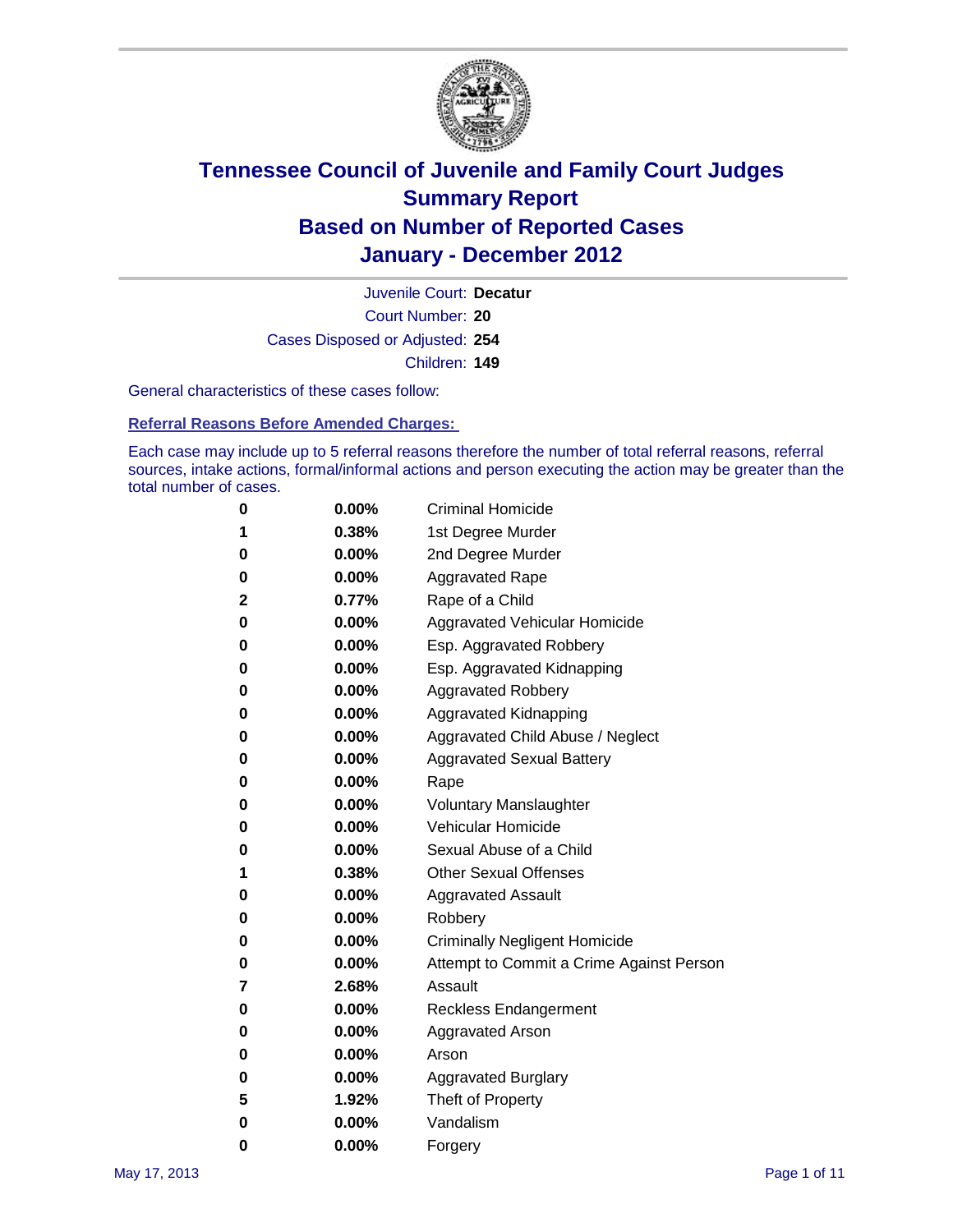# Tennessee Council of Juvenile and Family Court Judges
# Summary Report
# Based on Number of Reported Cases
# January - December 2012

Juvenile Court: **Decatur**

Court Number: **20**

Cases Disposed or Adjusted: **254**

Children: **149**

General characteristics of these cases follow:

## Referral Reasons Before Amended Charges:

Each case may include up to 5 referral reasons therefore the number of total referral reasons, referral sources, intake actions, formal/informal actions and person executing the action may be greater than the total number of cases.

| Count | Percent | Referral Reason |
|---|---|---|
| 0 | 0.00% | Criminal Homicide |
| 1 | 0.38% | 1st Degree Murder |
| 0 | 0.00% | 2nd Degree Murder |
| 0 | 0.00% | Aggravated Rape |
| 2 | 0.77% | Rape of a Child |
| 0 | 0.00% | Aggravated Vehicular Homicide |
| 0 | 0.00% | Esp. Aggravated Robbery |
| 0 | 0.00% | Esp. Aggravated Kidnapping |
| 0 | 0.00% | Aggravated Robbery |
| 0 | 0.00% | Aggravated Kidnapping |
| 0 | 0.00% | Aggravated Child Abuse / Neglect |
| 0 | 0.00% | Aggravated Sexual Battery |
| 0 | 0.00% | Rape |
| 0 | 0.00% | Voluntary Manslaughter |
| 0 | 0.00% | Vehicular Homicide |
| 0 | 0.00% | Sexual Abuse of a Child |
| 1 | 0.38% | Other Sexual Offenses |
| 0 | 0.00% | Aggravated Assault |
| 0 | 0.00% | Robbery |
| 0 | 0.00% | Criminally Negligent Homicide |
| 0 | 0.00% | Attempt to Commit a Crime Against Person |
| 7 | 2.68% | Assault |
| 0 | 0.00% | Reckless Endangerment |
| 0 | 0.00% | Aggravated Arson |
| 0 | 0.00% | Arson |
| 0 | 0.00% | Aggravated Burglary |
| 5 | 1.92% | Theft of Property |
| 0 | 0.00% | Vandalism |
| 0 | 0.00% | Forgery |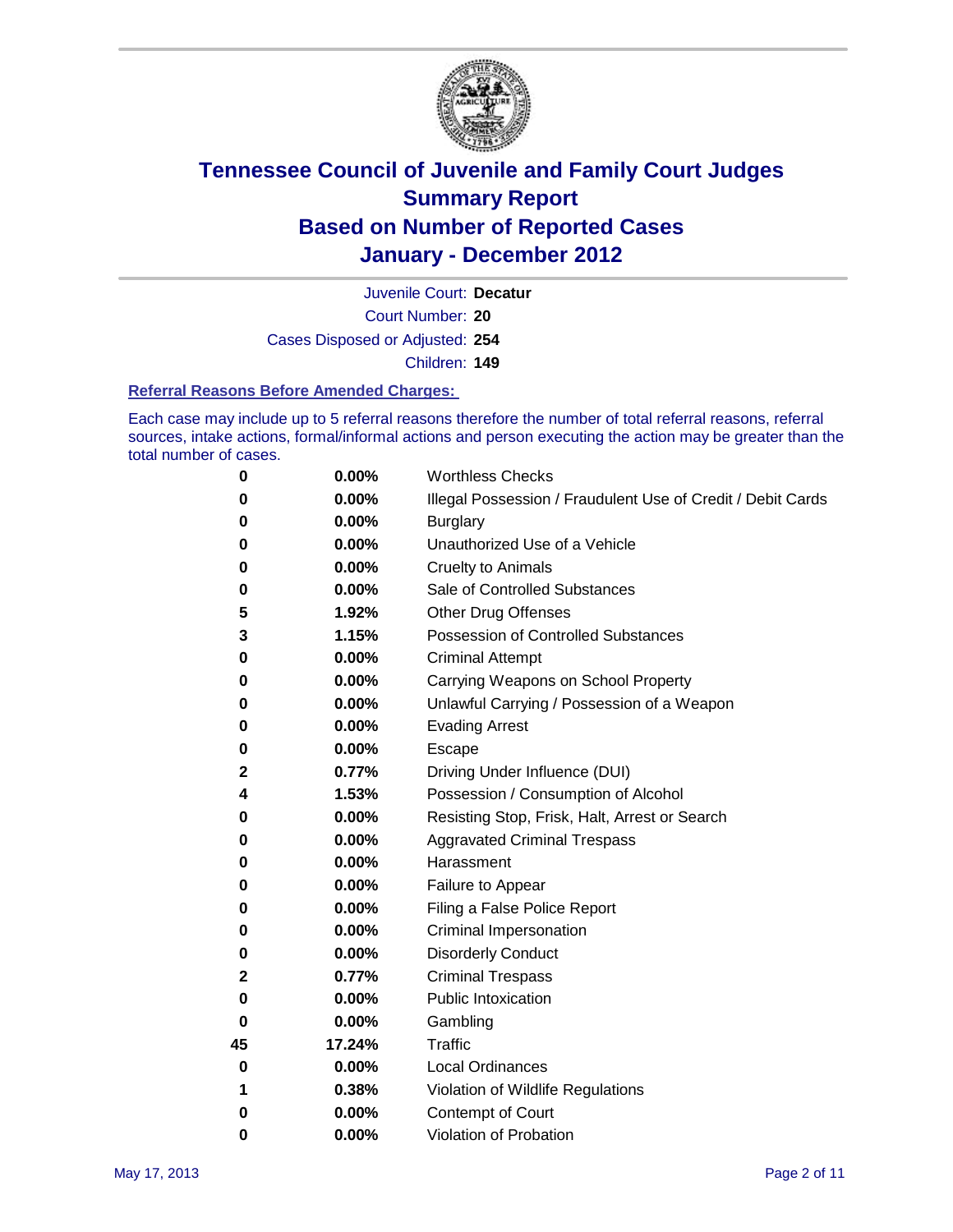# Tennessee Council of Juvenile and Family Court Judges
## Summary Report
## Based on Number of Reported Cases
## January - December 2012

Juvenile Court: **Decatur**
Court Number: **20**
Cases Disposed or Adjusted: **254**
Children: **149**

### Referral Reasons Before Amended Charges:

Each case may include up to 5 referral reasons therefore the number of total referral reasons, referral sources, intake actions, formal/informal actions and person executing the action may be greater than the total number of cases.

| | | |
|---|---|---|
| 0 | 0.00% | Worthless Checks |
| 0 | 0.00% | Illegal Possession / Fraudulent Use of Credit / Debit Cards |
| 0 | 0.00% | Burglary |
| 0 | 0.00% | Unauthorized Use of a Vehicle |
| 0 | 0.00% | Cruelty to Animals |
| 0 | 0.00% | Sale of Controlled Substances |
| 5 | 1.92% | Other Drug Offenses |
| 3 | 1.15% | Possession of Controlled Substances |
| 0 | 0.00% | Criminal Attempt |
| 0 | 0.00% | Carrying Weapons on School Property |
| 0 | 0.00% | Unlawful Carrying / Possession of a Weapon |
| 0 | 0.00% | Evading Arrest |
| 0 | 0.00% | Escape |
| 2 | 0.77% | Driving Under Influence (DUI) |
| 4 | 1.53% | Possession / Consumption of Alcohol |
| 0 | 0.00% | Resisting Stop, Frisk, Halt, Arrest or Search |
| 0 | 0.00% | Aggravated Criminal Trespass |
| 0 | 0.00% | Harassment |
| 0 | 0.00% | Failure to Appear |
| 0 | 0.00% | Filing a False Police Report |
| 0 | 0.00% | Criminal Impersonation |
| 0 | 0.00% | Disorderly Conduct |
| 2 | 0.77% | Criminal Trespass |
| 0 | 0.00% | Public Intoxication |
| 0 | 0.00% | Gambling |
| 45 | 17.24% | Traffic |
| 0 | 0.00% | Local Ordinances |
| 1 | 0.38% | Violation of Wildlife Regulations |
| 0 | 0.00% | Contempt of Court |
| 0 | 0.00% | Violation of Probation |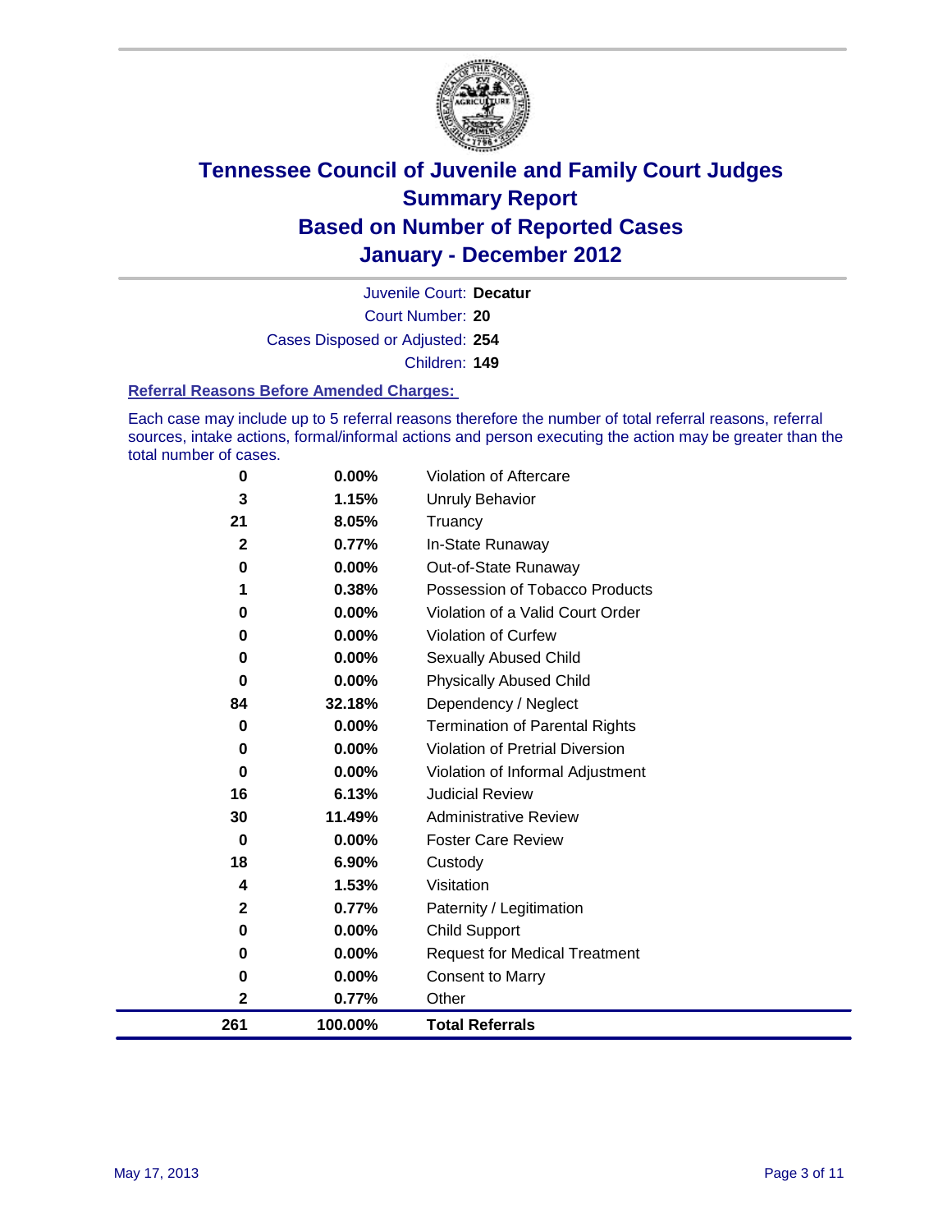# Tennessee Council of Juvenile and Family Court Judges
## Summary Report
## Based on Number of Reported Cases
## January - December 2012

Juvenile Court: **Decatur**

Court Number: **20**

Cases Disposed or Adjusted: **254**

Children: **149**

### Referral Reasons Before Amended Charges:

Each case may include up to 5 referral reasons therefore the number of total referral reasons, referral sources, intake actions, formal/informal actions and person executing the action may be greater than the total number of cases.

| Count | Percent | Referral Reason |
|---|---|---|
| 0 | 0.00% | Violation of Aftercare |
| 3 | 1.15% | Unruly Behavior |
| 21 | 8.05% | Truancy |
| 2 | 0.77% | In-State Runaway |
| 0 | 0.00% | Out-of-State Runaway |
| 1 | 0.38% | Possession of Tobacco Products |
| 0 | 0.00% | Violation of a Valid Court Order |
| 0 | 0.00% | Violation of Curfew |
| 0 | 0.00% | Sexually Abused Child |
| 0 | 0.00% | Physically Abused Child |
| 84 | 32.18% | Dependency / Neglect |
| 0 | 0.00% | Termination of Parental Rights |
| 0 | 0.00% | Violation of Pretrial Diversion |
| 0 | 0.00% | Violation of Informal Adjustment |
| 16 | 6.13% | Judicial Review |
| 30 | 11.49% | Administrative Review |
| 0 | 0.00% | Foster Care Review |
| 18 | 6.90% | Custody |
| 4 | 1.53% | Visitation |
| 2 | 0.77% | Paternity / Legitimation |
| 0 | 0.00% | Child Support |
| 0 | 0.00% | Request for Medical Treatment |
| 0 | 0.00% | Consent to Marry |
| 2 | 0.77% | Other |
| **261** | **100.00%** | **Total Referrals** |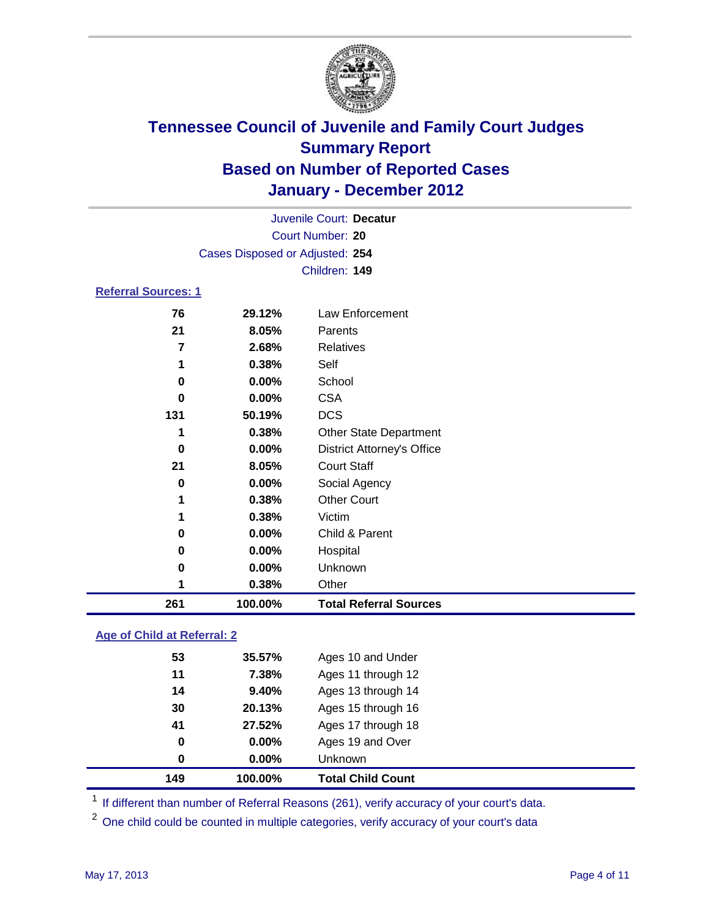# Tennessee Council of Juvenile and Family Court Judges
## Summary Report
## Based on Number of Reported Cases
## January - December 2012

Juvenile Court: **Decatur**
Court Number: **20**
Cases Disposed or Adjusted: **254**
Children: **149**

### Referral Sources: 1

| Count | Percent | Source |
|---|---|---|
| 76 | 29.12% | Law Enforcement |
| 21 | 8.05% | Parents |
| 7 | 2.68% | Relatives |
| 1 | 0.38% | Self |
| 0 | 0.00% | School |
| 0 | 0.00% | CSA |
| 131 | 50.19% | DCS |
| 1 | 0.38% | Other State Department |
| 0 | 0.00% | District Attorney's Office |
| 21 | 8.05% | Court Staff |
| 0 | 0.00% | Social Agency |
| 1 | 0.38% | Other Court |
| 1 | 0.38% | Victim |
| 0 | 0.00% | Child & Parent |
| 0 | 0.00% | Hospital |
| 0 | 0.00% | Unknown |
| 1 | 0.38% | Other |
| **261** | **100.00%** | **Total Referral Sources** |

### Age of Child at Referral: 2

| Count | Percent | Age |
|---|---|---|
| 53 | 35.57% | Ages 10 and Under |
| 11 | 7.38% | Ages 11 through 12 |
| 14 | 9.40% | Ages 13 through 14 |
| 30 | 20.13% | Ages 15 through 16 |
| 41 | 27.52% | Ages 17 through 18 |
| 0 | 0.00% | Ages 19 and Over |
| 0 | 0.00% | Unknown |
| **149** | **100.00%** | **Total Child Count** |

[1] If different than number of Referral Reasons (261), verify accuracy of your court's data.

[2] One child could be counted in multiple categories, verify accuracy of your court's data

May 17, 2013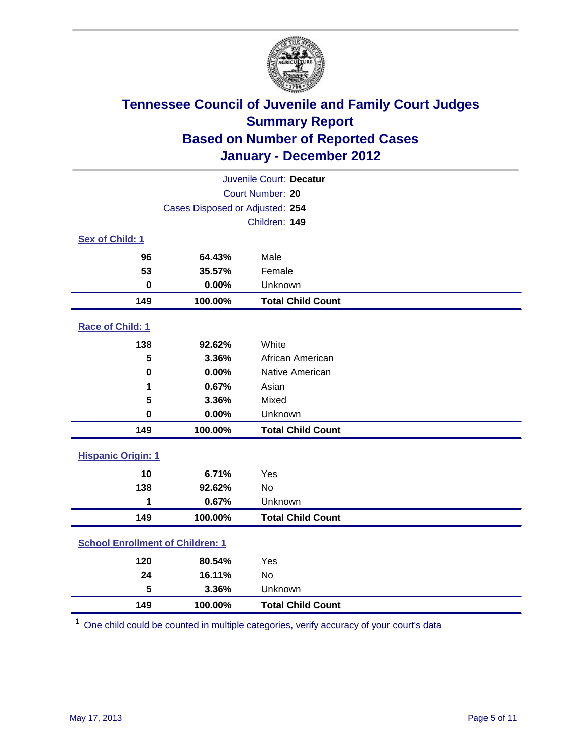# Tennessee Council of Juvenile and Family Court Judges
## Summary Report
## Based on Number of Reported Cases
## January - December 2012

Juvenile Court: **Decatur**
Court Number: **20**
Cases Disposed or Adjusted: **254**
Children: **149**

### Sex of Child: 1

| Count | Percent | Category |
|---|---|---|
| 96 | 64.43% | Male |
| 53 | 35.57% | Female |
| 0 | 0.00% | Unknown |
| **149** | **100.00%** | **Total Child Count** |

### Race of Child: 1

| Count | Percent | Category |
|---|---|---|
| 138 | 92.62% | White |
| 5 | 3.36% | African American |
| 0 | 0.00% | Native American |
| 1 | 0.67% | Asian |
| 5 | 3.36% | Mixed |
| 0 | 0.00% | Unknown |
| **149** | **100.00%** | **Total Child Count** |

### Hispanic Origin: 1

| Count | Percent | Category |
|---|---|---|
| 10 | 6.71% | Yes |
| 138 | 92.62% | No |
| 1 | 0.67% | Unknown |
| **149** | **100.00%** | **Total Child Count** |

### School Enrollment of Children: 1

| Count | Percent | Category |
|---|---|---|
| 120 | 80.54% | Yes |
| 24 | 16.11% | No |
| 5 | 3.36% | Unknown |
| **149** | **100.00%** | **Total Child Count** |

[1] One child could be counted in multiple categories, verify accuracy of your court's data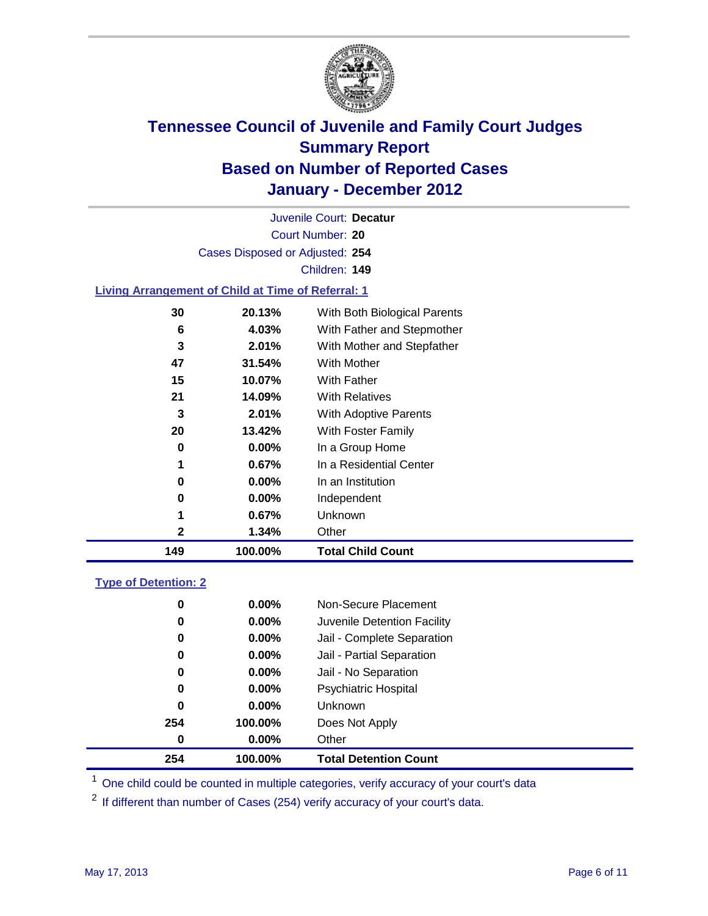# Tennessee Council of Juvenile and Family Court Judges
## Summary Report
## Based on Number of Reported Cases
## January - December 2012

Juvenile Court: **Decatur**
Court Number: **20**
Cases Disposed or Adjusted: **254**
Children: **149**

### Living Arrangement of Child at Time of Referral: 1

| | | |
|---|---|---|
| 30 | 20.13% | With Both Biological Parents |
| 6 | 4.03% | With Father and Stepmother |
| 3 | 2.01% | With Mother and Stepfather |
| 47 | 31.54% | With Mother |
| 15 | 10.07% | With Father |
| 21 | 14.09% | With Relatives |
| 3 | 2.01% | With Adoptive Parents |
| 20 | 13.42% | With Foster Family |
| 0 | 0.00% | In a Group Home |
| 1 | 0.67% | In a Residential Center |
| 0 | 0.00% | In an Institution |
| 0 | 0.00% | Independent |
| 1 | 0.67% | Unknown |
| 2 | 1.34% | Other |
| **149** | **100.00%** | **Total Child Count** |

### Type of Detention: 2

| | | |
|---|---|---|
| 0 | 0.00% | Non-Secure Placement |
| 0 | 0.00% | Juvenile Detention Facility |
| 0 | 0.00% | Jail - Complete Separation |
| 0 | 0.00% | Jail - Partial Separation |
| 0 | 0.00% | Jail - No Separation |
| 0 | 0.00% | Psychiatric Hospital |
| 0 | 0.00% | Unknown |
| 254 | 100.00% | Does Not Apply |
| 0 | 0.00% | Other |
| **254** | **100.00%** | **Total Detention Count** |

[1] One child could be counted in multiple categories, verify accuracy of your court's data

[2] If different than number of Cases (254) verify accuracy of your court's data.

May 17, 2013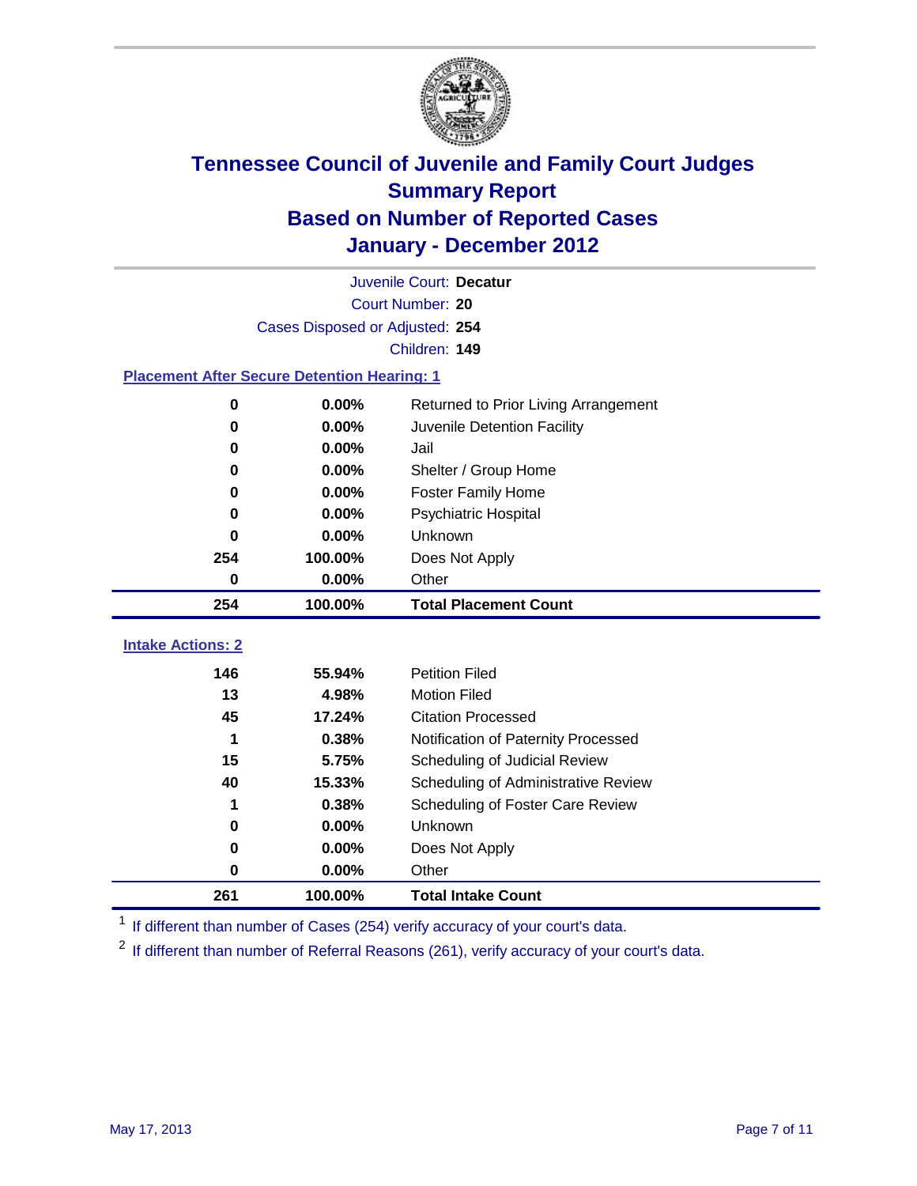# Tennessee Council of Juvenile and Family Court Judges
## Summary Report
## Based on Number of Reported Cases
## January - December 2012

Juvenile Court: **Decatur**
Court Number: **20**
Cases Disposed or Adjusted: **254**
Children: **149**

### Placement After Secure Detention Hearing: 1

| Count | Percent | Placement |
|---|---|---|
| 0 | 0.00% | Returned to Prior Living Arrangement |
| 0 | 0.00% | Juvenile Detention Facility |
| 0 | 0.00% | Jail |
| 0 | 0.00% | Shelter / Group Home |
| 0 | 0.00% | Foster Family Home |
| 0 | 0.00% | Psychiatric Hospital |
| 0 | 0.00% | Unknown |
| 254 | 100.00% | Does Not Apply |
| 0 | 0.00% | Other |
| **254** | **100.00%** | **Total Placement Count** |

### Intake Actions: 2

| Count | Percent | Intake Action |
|---|---|---|
| 146 | 55.94% | Petition Filed |
| 13 | 4.98% | Motion Filed |
| 45 | 17.24% | Citation Processed |
| 1 | 0.38% | Notification of Paternity Processed |
| 15 | 5.75% | Scheduling of Judicial Review |
| 40 | 15.33% | Scheduling of Administrative Review |
| 1 | 0.38% | Scheduling of Foster Care Review |
| 0 | 0.00% | Unknown |
| 0 | 0.00% | Does Not Apply |
| 0 | 0.00% | Other |
| **261** | **100.00%** | **Total Intake Count** |

[1] If different than number of Cases (254) verify accuracy of your court's data.

[2] If different than number of Referral Reasons (261), verify accuracy of your court's data.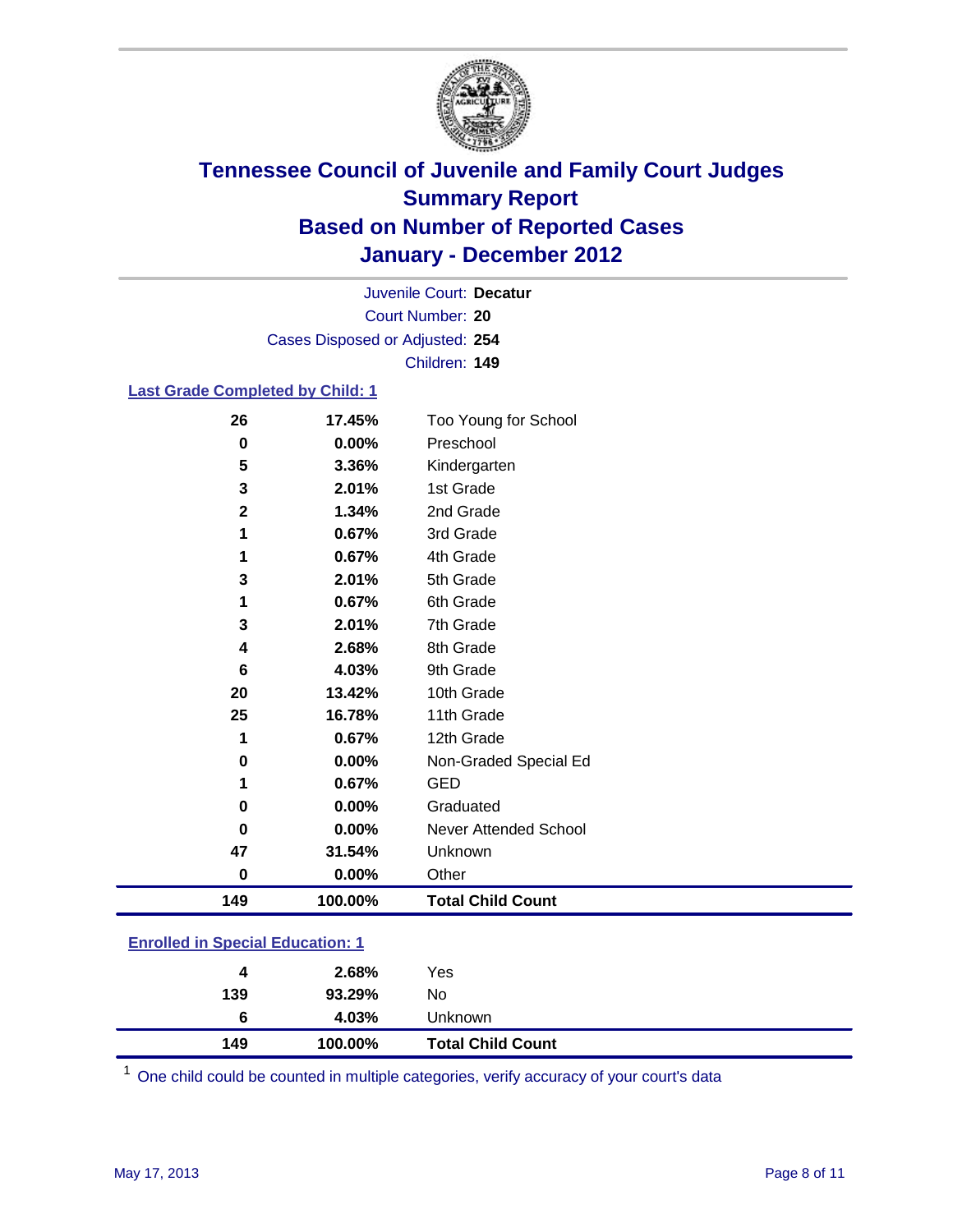# Tennessee Council of Juvenile and Family Court Judges
## Summary Report
## Based on Number of Reported Cases
## January - December 2012

Juvenile Court: **Decatur**
Court Number: **20**
Cases Disposed or Adjusted: **254**
Children: **149**

### Last Grade Completed by Child: 1

| Count | Percent | Category |
|---|---|---|
| 26 | 17.45% | Too Young for School |
| 0 | 0.00% | Preschool |
| 5 | 3.36% | Kindergarten |
| 3 | 2.01% | 1st Grade |
| 2 | 1.34% | 2nd Grade |
| 1 | 0.67% | 3rd Grade |
| 1 | 0.67% | 4th Grade |
| 3 | 2.01% | 5th Grade |
| 1 | 0.67% | 6th Grade |
| 3 | 2.01% | 7th Grade |
| 4 | 2.68% | 8th Grade |
| 6 | 4.03% | 9th Grade |
| 20 | 13.42% | 10th Grade |
| 25 | 16.78% | 11th Grade |
| 1 | 0.67% | 12th Grade |
| 0 | 0.00% | Non-Graded Special Ed |
| 1 | 0.67% | GED |
| 0 | 0.00% | Graduated |
| 0 | 0.00% | Never Attended School |
| 47 | 31.54% | Unknown |
| 0 | 0.00% | Other |
| **149** | **100.00%** | **Total Child Count** |

### Enrolled in Special Education: 1

| Count | Percent | Category |
|---|---|---|
| 4 | 2.68% | Yes |
| 139 | 93.29% | No |
| 6 | 4.03% | Unknown |
| **149** | **100.00%** | **Total Child Count** |

[1] One child could be counted in multiple categories, verify accuracy of your court's data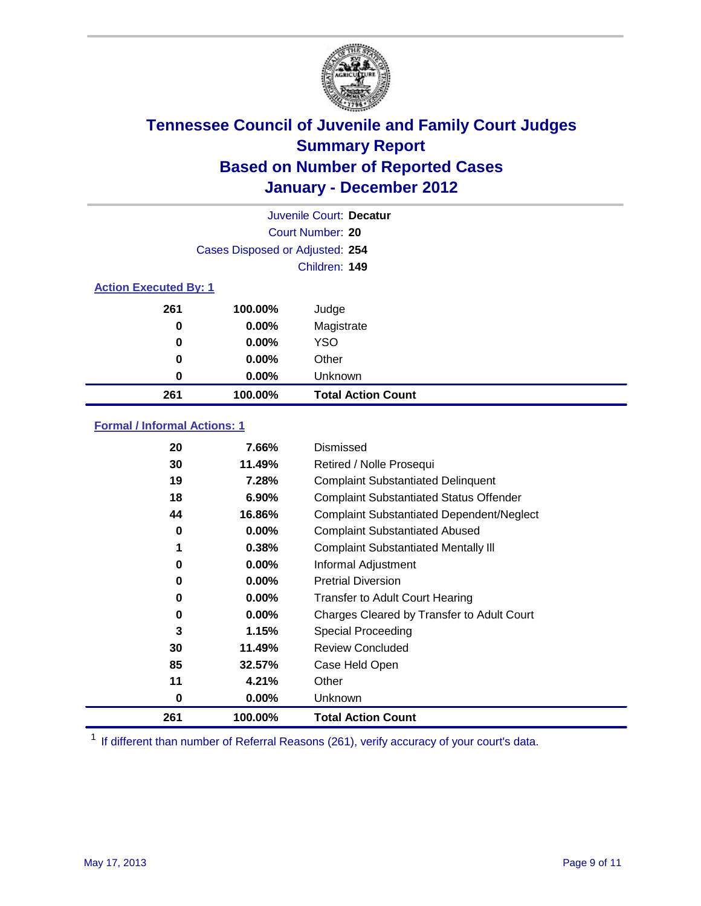# Tennessee Council of Juvenile and Family Court Judges
## Summary Report
## Based on Number of Reported Cases
## January - December 2012

Juvenile Court: **Decatur**

Court Number: **20**

Cases Disposed or Adjusted: **254**

Children: **149**

### Action Executed By: 1

| | | |
|---|---|---|
| 261 | 100.00% | Judge |
| 0 | 0.00% | Magistrate |
| 0 | 0.00% | YSO |
| 0 | 0.00% | Other |
| 0 | 0.00% | Unknown |
| **261** | **100.00%** | **Total Action Count** |

### Formal / Informal Actions: 1

| | | |
|---|---|---|
| 20 | 7.66% | Dismissed |
| 30 | 11.49% | Retired / Nolle Prosequi |
| 19 | 7.28% | Complaint Substantiated Delinquent |
| 18 | 6.90% | Complaint Substantiated Status Offender |
| 44 | 16.86% | Complaint Substantiated Dependent/Neglect |
| 0 | 0.00% | Complaint Substantiated Abused |
| 1 | 0.38% | Complaint Substantiated Mentally Ill |
| 0 | 0.00% | Informal Adjustment |
| 0 | 0.00% | Pretrial Diversion |
| 0 | 0.00% | Transfer to Adult Court Hearing |
| 0 | 0.00% | Charges Cleared by Transfer to Adult Court |
| 3 | 1.15% | Special Proceeding |
| 30 | 11.49% | Review Concluded |
| 85 | 32.57% | Case Held Open |
| 11 | 4.21% | Other |
| 0 | 0.00% | Unknown |
| **261** | **100.00%** | **Total Action Count** |

[1] If different than number of Referral Reasons (261), verify accuracy of your court's data.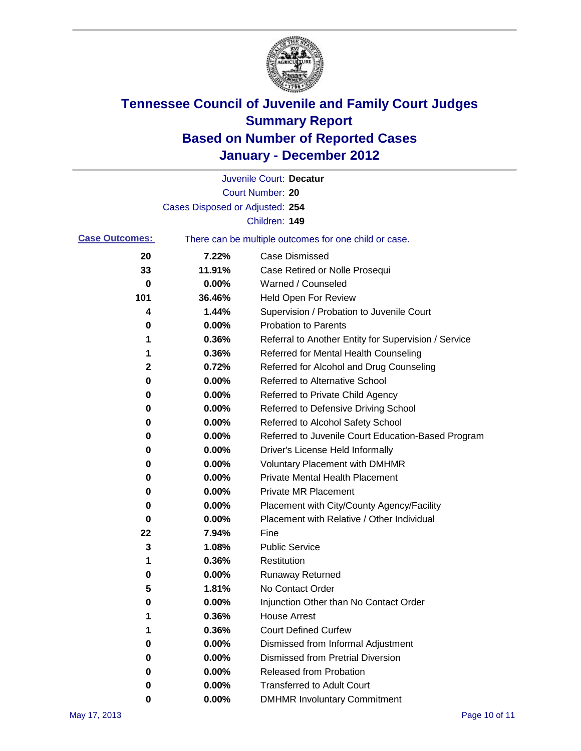# Tennessee Council of Juvenile and Family Court Judges
## Summary Report
## Based on Number of Reported Cases
## January - December 2012

Juvenile Court: **Decatur**
Court Number: **20**
Cases Disposed or Adjusted: **254**
Children: **149**

**Case Outcomes:** There can be multiple outcomes for one child or case.

| Count | Percent | Outcome |
|---|---|---|
| 20 | 7.22% | Case Dismissed |
| 33 | 11.91% | Case Retired or Nolle Prosequi |
| 0 | 0.00% | Warned / Counseled |
| 101 | 36.46% | Held Open For Review |
| 4 | 1.44% | Supervision / Probation to Juvenile Court |
| 0 | 0.00% | Probation to Parents |
| 1 | 0.36% | Referral to Another Entity for Supervision / Service |
| 1 | 0.36% | Referred for Mental Health Counseling |
| 2 | 0.72% | Referred for Alcohol and Drug Counseling |
| 0 | 0.00% | Referred to Alternative School |
| 0 | 0.00% | Referred to Private Child Agency |
| 0 | 0.00% | Referred to Defensive Driving School |
| 0 | 0.00% | Referred to Alcohol Safety School |
| 0 | 0.00% | Referred to Juvenile Court Education-Based Program |
| 0 | 0.00% | Driver's License Held Informally |
| 0 | 0.00% | Voluntary Placement with DMHMR |
| 0 | 0.00% | Private Mental Health Placement |
| 0 | 0.00% | Private MR Placement |
| 0 | 0.00% | Placement with City/County Agency/Facility |
| 0 | 0.00% | Placement with Relative / Other Individual |
| 22 | 7.94% | Fine |
| 3 | 1.08% | Public Service |
| 1 | 0.36% | Restitution |
| 0 | 0.00% | Runaway Returned |
| 5 | 1.81% | No Contact Order |
| 0 | 0.00% | Injunction Other than No Contact Order |
| 1 | 0.36% | House Arrest |
| 1 | 0.36% | Court Defined Curfew |
| 0 | 0.00% | Dismissed from Informal Adjustment |
| 0 | 0.00% | Dismissed from Pretrial Diversion |
| 0 | 0.00% | Released from Probation |
| 0 | 0.00% | Transferred to Adult Court |
| 0 | 0.00% | DMHMR Involuntary Commitment |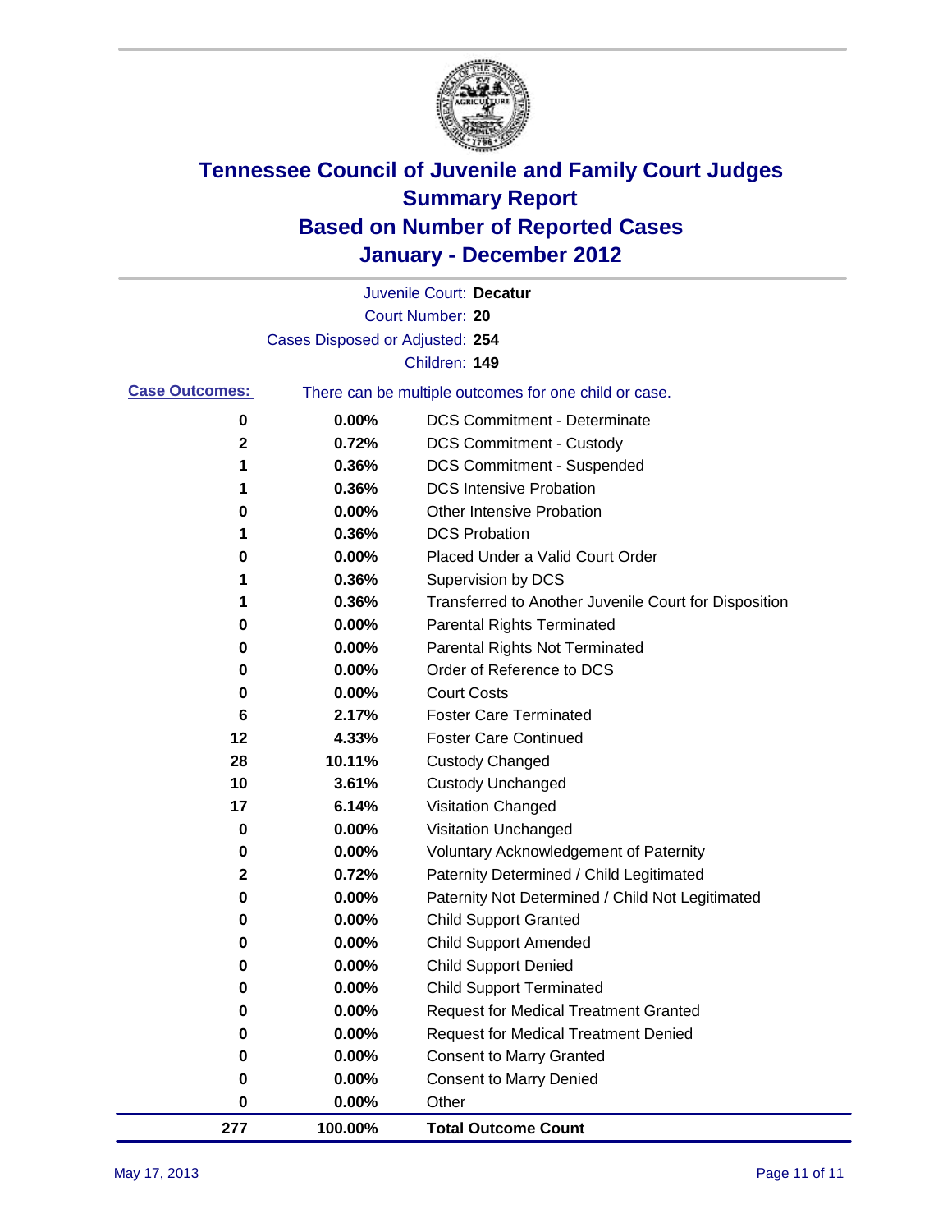# Tennessee Council of Juvenile and Family Court Judges
## Summary Report
## Based on Number of Reported Cases
## January - December 2012

Juvenile Court: **Decatur**
Court Number: **20**
Cases Disposed or Adjusted: **254**
Children: **149**

**Case Outcomes:** There can be multiple outcomes for one child or case.

| | | |
|---|---|---|
| **0** | **0.00%** | DCS Commitment - Determinate |
| **2** | **0.72%** | DCS Commitment - Custody |
| **1** | **0.36%** | DCS Commitment - Suspended |
| **1** | **0.36%** | DCS Intensive Probation |
| **0** | **0.00%** | Other Intensive Probation |
| **1** | **0.36%** | DCS Probation |
| **0** | **0.00%** | Placed Under a Valid Court Order |
| **1** | **0.36%** | Supervision by DCS |
| **1** | **0.36%** | Transferred to Another Juvenile Court for Disposition |
| **0** | **0.00%** | Parental Rights Terminated |
| **0** | **0.00%** | Parental Rights Not Terminated |
| **0** | **0.00%** | Order of Reference to DCS |
| **0** | **0.00%** | Court Costs |
| **6** | **2.17%** | Foster Care Terminated |
| **12** | **4.33%** | Foster Care Continued |
| **28** | **10.11%** | Custody Changed |
| **10** | **3.61%** | Custody Unchanged |
| **17** | **6.14%** | Visitation Changed |
| **0** | **0.00%** | Visitation Unchanged |
| **0** | **0.00%** | Voluntary Acknowledgement of Paternity |
| **2** | **0.72%** | Paternity Determined / Child Legitimated |
| **0** | **0.00%** | Paternity Not Determined / Child Not Legitimated |
| **0** | **0.00%** | Child Support Granted |
| **0** | **0.00%** | Child Support Amended |
| **0** | **0.00%** | Child Support Denied |
| **0** | **0.00%** | Child Support Terminated |
| **0** | **0.00%** | Request for Medical Treatment Granted |
| **0** | **0.00%** | Request for Medical Treatment Denied |
| **0** | **0.00%** | Consent to Marry Granted |
| **0** | **0.00%** | Consent to Marry Denied |
| **0** | **0.00%** | Other |
| **277** | **100.00%** | **Total Outcome Count** |